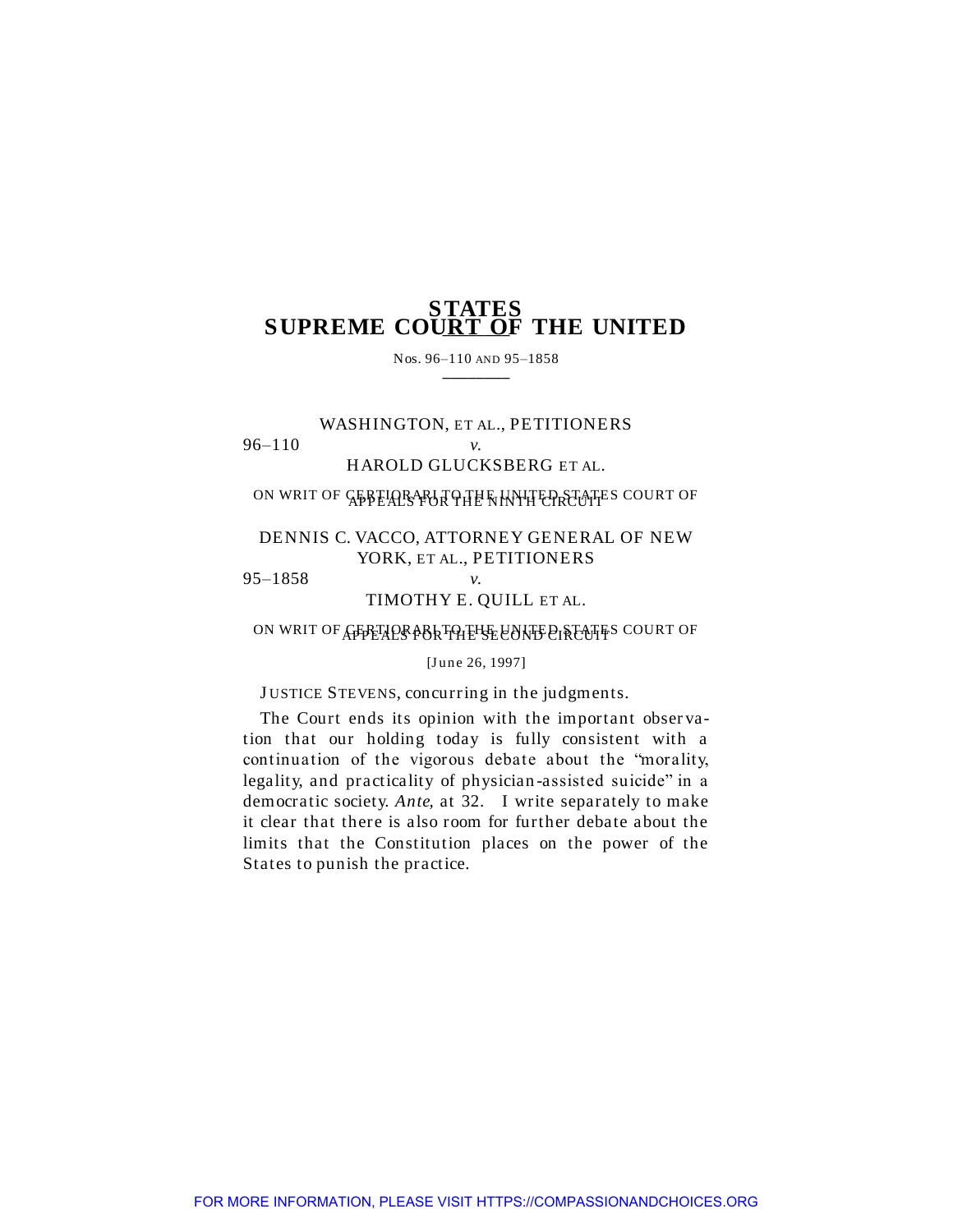# SUPREME COURT OF THE UNITED STATES

Nos. 96–110 AND 95–1858

---

WASHINGTON, ET AL., PETITIONERS

96–110 *v.*

HAROLD GLUCKSBERG ET AL.

ON WRIT OF CERTIORARI TO THE UNITED STATES COURT OF APPEALS FOR THE NINTH CIRCUIT

DENNIS C. VACCO, ATTORNEY GENERAL OF NEW YORK, ET AL., PETITIONERS

95–1858 *v.*

TIMOTHY E. QUILL ET AL.

ON WRIT OF CERTIORARI TO THE UNITED STATES COURT OF APPEALS FOR THE SECOND CIRCUIT

[June 26, 1997]

JUSTICE STEVENS, concurring in the judgments.

The Court ends its opinion with the important observation that our holding today is fully consistent with a continuation of the vigorous debate about the "morality, legality, and practicality of physician-assisted suicide" in a democratic society. *Ante,* at 32. I write separately to make it clear that there is also room for further debate about the limits that the Constitution places on the power of the States to punish the practice.

FOR MORE INFORMATION, PLEASE VISIT HTTPS://COMPASSIONANDCHOICES.ORG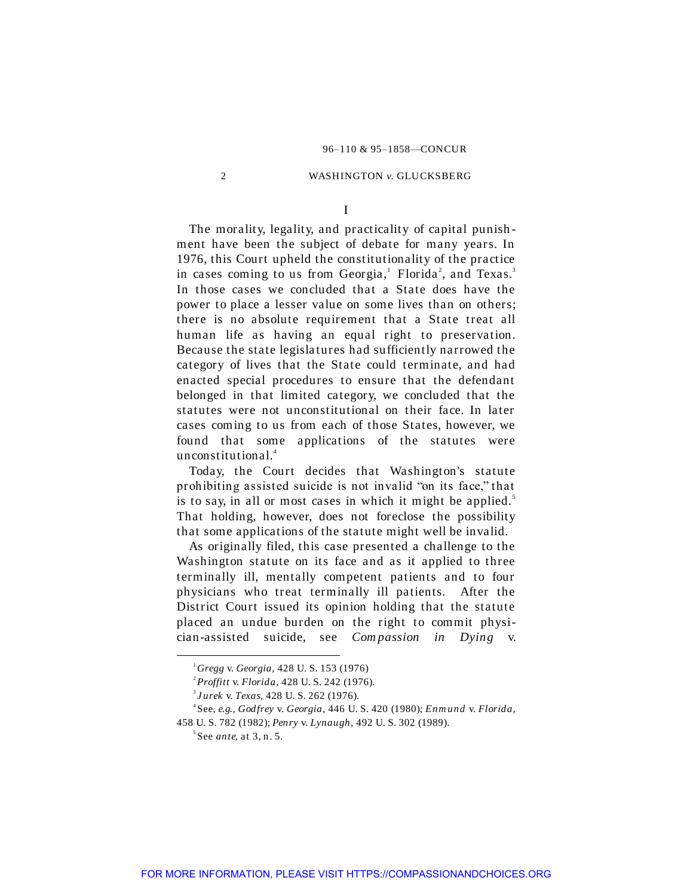I

The morality, legality, and practicality of capital punishment have been the subject of debate for many years. In 1976, this Court upheld the constitutionality of the practice in cases coming to us from Georgia,[1] Florida[2], and Texas.[3] In those cases we concluded that a State does have the power to place a lesser value on some lives than on others; there is no absolute requirement that a State treat all human life as having an equal right to preservation. Because the state legislatures had sufficiently narrowed the category of lives that the State could terminate, and had enacted special procedures to ensure that the defendant belonged in that limited category, we concluded that the statutes were not unconstitutional on their face. In later cases coming to us from each of those States, however, we found that some applications of the statutes were unconstitutional.[4]

Today, the Court decides that Washington's statute prohibiting assisted suicide is not invalid "on its face," that is to say, in all or most cases in which it might be applied.[5] That holding, however, does not foreclose the possibility that some applications of the statute might well be invalid.

As originally filed, this case presented a challenge to the Washington statute on its face and as it applied to three terminally ill, mentally competent patients and to four physicians who treat terminally ill patients. After the District Court issued its opinion holding that the statute placed an undue burden on the right to commit physician-assisted suicide, see *Compassion in Dying* v.

---

[1] *Gregg* v. *Georgia*, 428 U. S. 153 (1976)

[2] *Proffitt* v. *Florida*, 428 U. S. 242 (1976).

[3] *Jurek* v. *Texas*, 428 U. S. 262 (1976).

[4] See, *e.g.*, *Godfrey* v. *Georgia*, 446 U. S. 420 (1980); *Enmund* v. *Florida*, 458 U. S. 782 (1982); *Penry* v. *Lynaugh*, 492 U. S. 302 (1989).

[5] See *ante*, at 3, n. 5.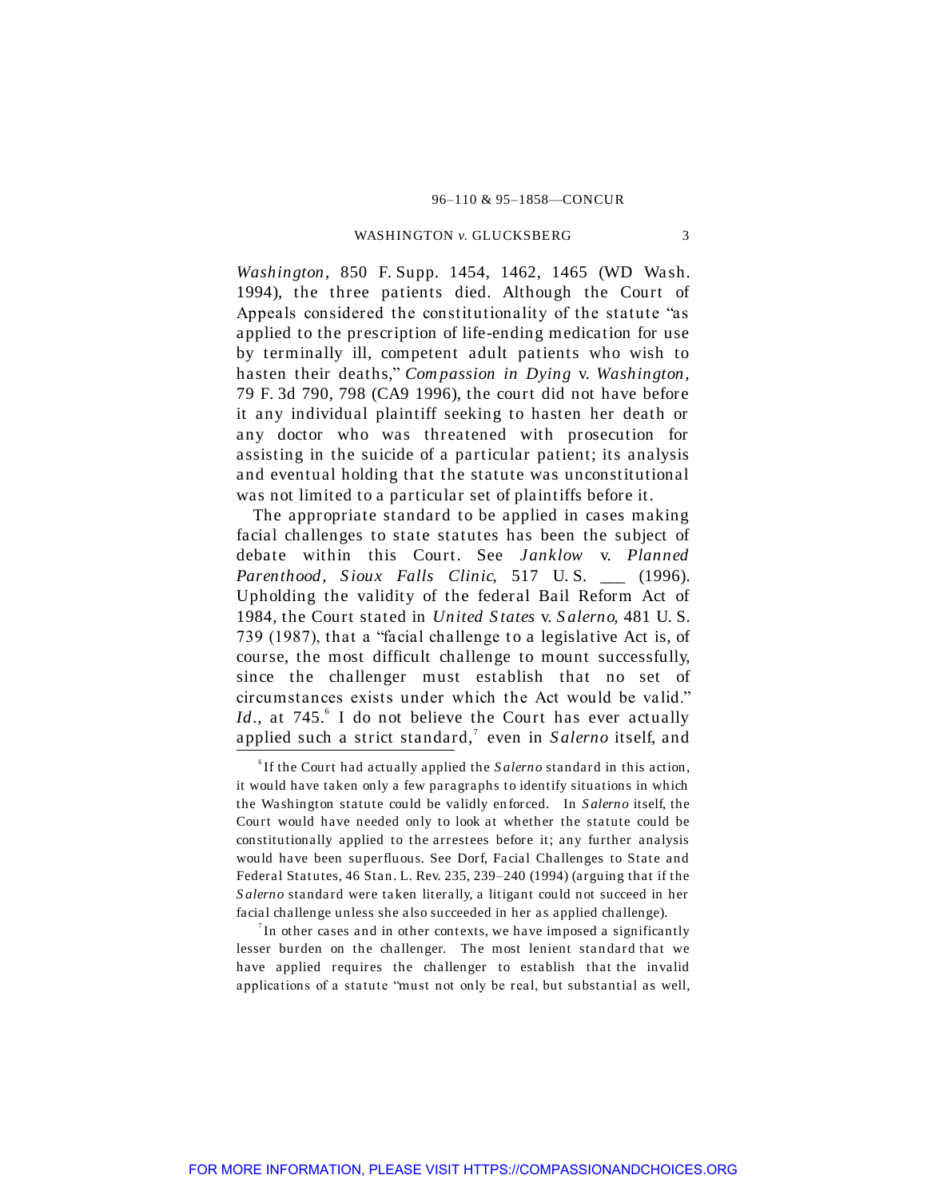*Washington*, 850 F. Supp. 1454, 1462, 1465 (WD Wash. 1994), the three patients died. Although the Court of Appeals considered the constitutionality of the statute "as applied to the prescription of life-ending medication for use by terminally ill, competent adult patients who wish to hasten their deaths," *Compassion in Dying* v. *Washington*, 79 F. 3d 790, 798 (CA9 1996), the court did not have before it any individual plaintiff seeking to hasten her death or any doctor who was threatened with prosecution for assisting in the suicide of a particular patient; its analysis and eventual holding that the statute was unconstitutional was not limited to a particular set of plaintiffs before it.

The appropriate standard to be applied in cases making facial challenges to state statutes has been the subject of debate within this Court. See *Janklow* v. *Planned Parenthood, Sioux Falls Clinic*, 517 U. S. ___ (1996). Upholding the validity of the federal Bail Reform Act of 1984, the Court stated in *United States* v. *Salerno*, 481 U. S. 739 (1987), that a "facial challenge to a legislative Act is, of course, the most difficult challenge to mount successfully, since the challenger must establish that no set of circumstances exists under which the Act would be valid." *Id.*, at 745.[6] I do not believe the Court has ever actually applied such a strict standard,[7] even in *Salerno* itself, and

---

[6] If the Court had actually applied the *Salerno* standard in this action, it would have taken only a few paragraphs to identify situations in which the Washington statute could be validly enforced. In *Salerno* itself, the Court would have needed only to look at whether the statute could be constitutionally applied to the arrestees before it; any further analysis would have been superfluous. See Dorf, Facial Challenges to State and Federal Statutes, 46 Stan. L. Rev. 235, 239–240 (1994) (arguing that if the *Salerno* standard were taken literally, a litigant could not succeed in her facial challenge unless she also succeeded in her as applied challenge).

[7] In other cases and in other contexts, we have imposed a significantly lesser burden on the challenger. The most lenient standard that we have applied requires the challenger to establish that the invalid applications of a statute "must not only be real, but substantial as well,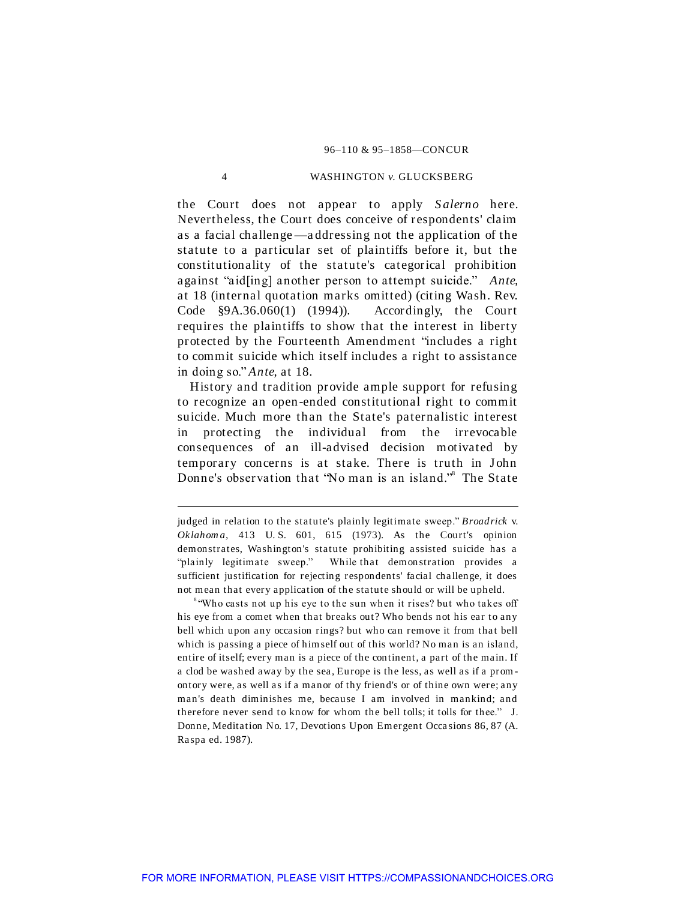the Court does not appear to apply *Salerno* here. Nevertheless, the Court does conceive of respondents' claim as a facial challenge—addressing not the application of the statute to a particular set of plaintiffs before it, but the constitutionality of the statute's categorical prohibition against "aid[ing] another person to attempt suicide." *Ante*, at 18 (internal quotation marks omitted) (citing Wash. Rev. Code §9A.36.060(1) (1994)). Accordingly, the Court requires the plaintiffs to show that the interest in liberty protected by the Fourteenth Amendment "includes a right to commit suicide which itself includes a right to assistance in doing so." *Ante*, at 18.

History and tradition provide ample support for refusing to recognize an open-ended constitutional right to commit suicide. Much more than the State's paternalistic interest in protecting the individual from the irrevocable consequences of an ill-advised decision motivated by temporary concerns is at stake. There is truth in John Donne's observation that "No man is an island."[8] The State

---

judged in relation to the statute's plainly legitimate sweep." *Broadrick* v. *Oklahoma*, 413 U. S. 601, 615 (1973). As the Court's opinion demonstrates, Washington's statute prohibiting assisted suicide has a "plainly legitimate sweep." While that demonstration provides a sufficient justification for rejecting respondents' facial challenge, it does not mean that every application of the statute should or will be upheld.

[8] "Who casts not up his eye to the sun when it rises? but who takes off his eye from a comet when that breaks out? Who bends not his ear to any bell which upon any occasion rings? but who can remove it from that bell which is passing a piece of himself out of this world? No man is an island, entire of itself; every man is a piece of the continent, a part of the main. If a clod be washed away by the sea, Europe is the less, as well as if a promontory were, as well as if a manor of thy friend's or of thine own were; any man's death diminishes me, because I am involved in mankind; and therefore never send to know for whom the bell tolls; it tolls for thee." J. Donne, Meditation No. 17, Devotions Upon Emergent Occasions 86, 87 (A. Raspa ed. 1987).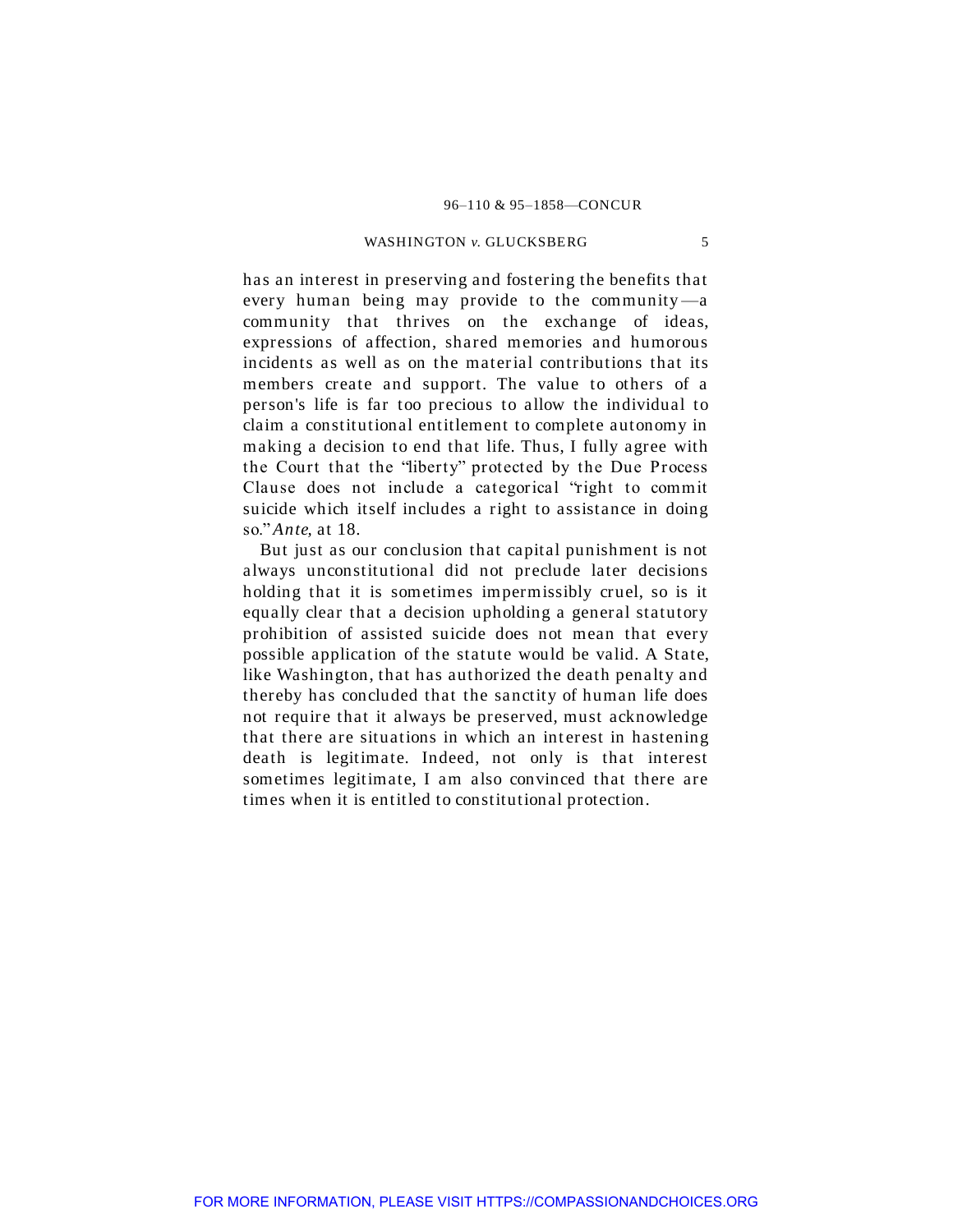has an interest in preserving and fostering the benefits that every human being may provide to the community—a community that thrives on the exchange of ideas, expressions of affection, shared memories and humorous incidents as well as on the material contributions that its members create and support. The value to others of a person's life is far too precious to allow the individual to claim a constitutional entitlement to complete autonomy in making a decision to end that life. Thus, I fully agree with the Court that the "liberty" protected by the Due Process Clause does not include a categorical "right to commit suicide which itself includes a right to assistance in doing so." *Ante*, at 18.

But just as our conclusion that capital punishment is not always unconstitutional did not preclude later decisions holding that it is sometimes impermissibly cruel, so is it equally clear that a decision upholding a general statutory prohibition of assisted suicide does not mean that every possible application of the statute would be valid. A State, like Washington, that has authorized the death penalty and thereby has concluded that the sanctity of human life does not require that it always be preserved, must acknowledge that there are situations in which an interest in hastening death is legitimate. Indeed, not only is that interest sometimes legitimate, I am also convinced that there are times when it is entitled to constitutional protection.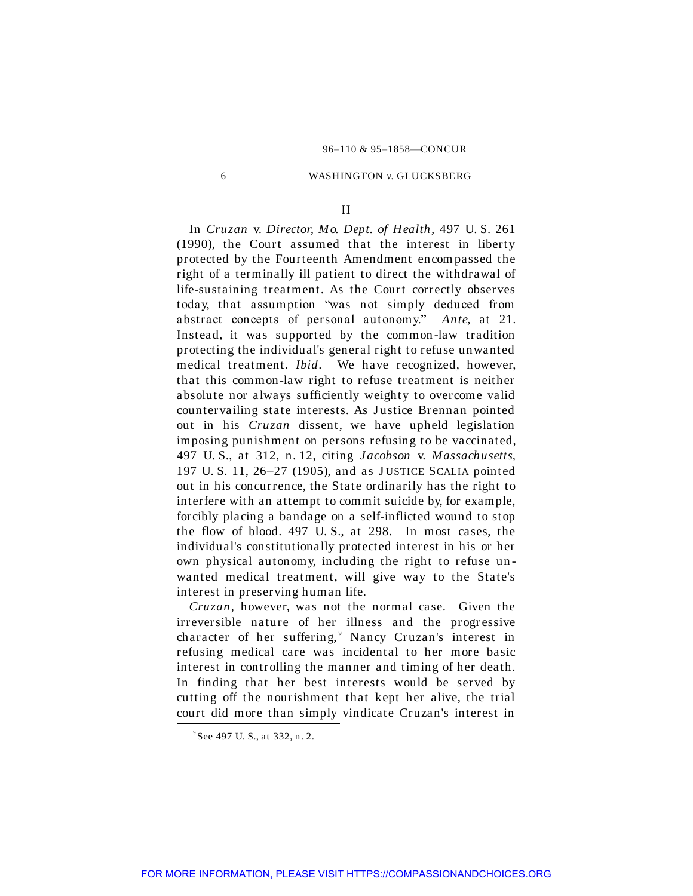## II

In *Cruzan* v. *Director, Mo. Dept. of Health*, 497 U. S. 261 (1990), the Court assumed that the interest in liberty protected by the Fourteenth Amendment encompassed the right of a terminally ill patient to direct the withdrawal of life-sustaining treatment. As the Court correctly observes today, that assumption "was not simply deduced from abstract concepts of personal autonomy." *Ante*, at 21. Instead, it was supported by the common-law tradition protecting the individual's general right to refuse unwanted medical treatment. *Ibid*. We have recognized, however, that this common-law right to refuse treatment is neither absolute nor always sufficiently weighty to overcome valid countervailing state interests. As Justice Brennan pointed out in his *Cruzan* dissent, we have upheld legislation imposing punishment on persons refusing to be vaccinated, 497 U. S., at 312, n. 12, citing *Jacobson* v. *Massachusetts*, 197 U. S. 11, 26–27 (1905), and as JUSTICE SCALIA pointed out in his concurrence, the State ordinarily has the right to interfere with an attempt to commit suicide by, for example, forcibly placing a bandage on a self-inflicted wound to stop the flow of blood. 497 U. S., at 298. In most cases, the individual's constitutionally protected interest in his or her own physical autonomy, including the right to refuse unwanted medical treatment, will give way to the State's interest in preserving human life.

*Cruzan*, however, was not the normal case. Given the irreversible nature of her illness and the progressive character of her suffering,[9] Nancy Cruzan's interest in refusing medical care was incidental to her more basic interest in controlling the manner and timing of her death. In finding that her best interests would be served by cutting off the nourishment that kept her alive, the trial court did more than simply vindicate Cruzan's interest in

---

[9] See 497 U. S., at 332, n. 2.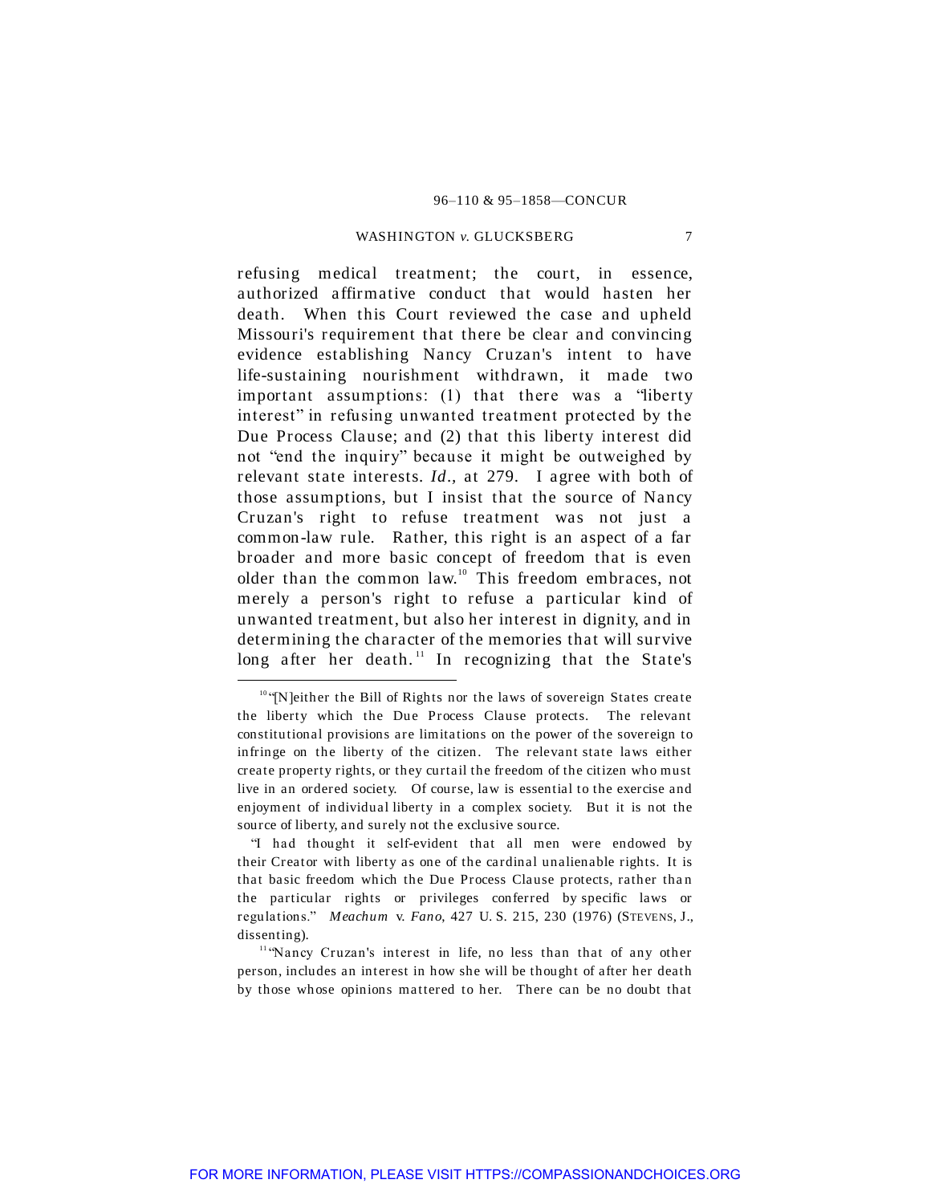refusing medical treatment; the court, in essence, authorized affirmative conduct that would hasten her death. When this Court reviewed the case and upheld Missouri's requirement that there be clear and convincing evidence establishing Nancy Cruzan's intent to have life-sustaining nourishment withdrawn, it made two important assumptions: (1) that there was a "liberty interest" in refusing unwanted treatment protected by the Due Process Clause; and (2) that this liberty interest did not "end the inquiry" because it might be outweighed by relevant state interests. *Id.*, at 279. I agree with both of those assumptions, but I insist that the source of Nancy Cruzan's right to refuse treatment was not just a common-law rule. Rather, this right is an aspect of a far broader and more basic concept of freedom that is even older than the common law.[10] This freedom embraces, not merely a person's right to refuse a particular kind of unwanted treatment, but also her interest in dignity, and in determining the character of the memories that will survive long after her death.[11] In recognizing that the State's

---

[10] "[N]either the Bill of Rights nor the laws of sovereign States create the liberty which the Due Process Clause protects. The relevant constitutional provisions are limitations on the power of the sovereign to infringe on the liberty of the citizen. The relevant state laws either create property rights, or they curtail the freedom of the citizen who must live in an ordered society. Of course, law is essential to the exercise and enjoyment of individual liberty in a complex society. But it is not the source of liberty, and surely not the exclusive source.

"I had thought it self-evident that all men were endowed by their Creator with liberty as one of the cardinal unalienable rights. It is that basic freedom which the Due Process Clause protects, rather than the particular rights or privileges conferred by specific laws or regulations." *Meachum* v. *Fano*, 427 U. S. 215, 230 (1976) (STEVENS, J., dissenting).

[11] "Nancy Cruzan's interest in life, no less than that of any other person, includes an interest in how she will be thought of after her death by those whose opinions mattered to her. There can be no doubt that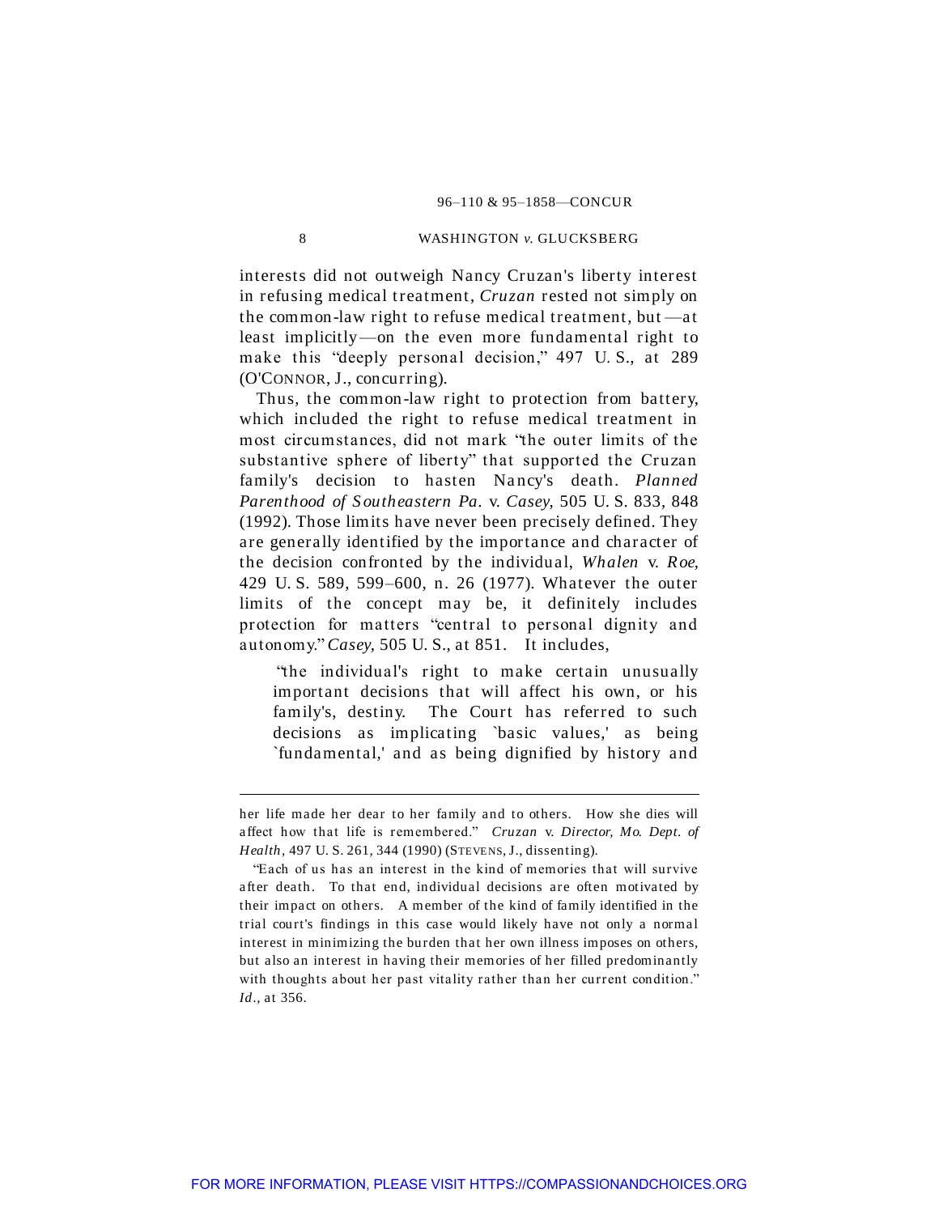interests did not outweigh Nancy Cruzan's liberty interest in refusing medical treatment, *Cruzan* rested not simply on the common-law right to refuse medical treatment, but—at least implicitly—on the even more fundamental right to make this "deeply personal decision," 497 U. S., at 289 (O'CONNOR, J., concurring).

Thus, the common-law right to protection from battery, which included the right to refuse medical treatment in most circumstances, did not mark "the outer limits of the substantive sphere of liberty" that supported the Cruzan family's decision to hasten Nancy's death. *Planned Parenthood of Southeastern Pa.* v. *Casey*, 505 U. S. 833, 848 (1992). Those limits have never been precisely defined. They are generally identified by the importance and character of the decision confronted by the individual, *Whalen* v. *Roe*, 429 U. S. 589, 599–600, n. 26 (1977). Whatever the outer limits of the concept may be, it definitely includes protection for matters "central to personal dignity and autonomy." *Casey*, 505 U. S., at 851. It includes,

> "the individual's right to make certain unusually important decisions that will affect his own, or his family's, destiny. The Court has referred to such decisions as implicating 'basic values,' as being 'fundamental,' and as being dignified by history and

---

her life made her dear to her family and to others. How she dies will affect how that life is remembered." *Cruzan* v. *Director, Mo. Dept. of Health*, 497 U. S. 261, 344 (1990) (STEVENS, J., dissenting).

"Each of us has an interest in the kind of memories that will survive after death. To that end, individual decisions are often motivated by their impact on others. A member of the kind of family identified in the trial court's findings in this case would likely have not only a normal interest in minimizing the burden that her own illness imposes on others, but also an interest in having their memories of her filled predominantly with thoughts about her past vitality rather than her current condition." *Id.*, at 356.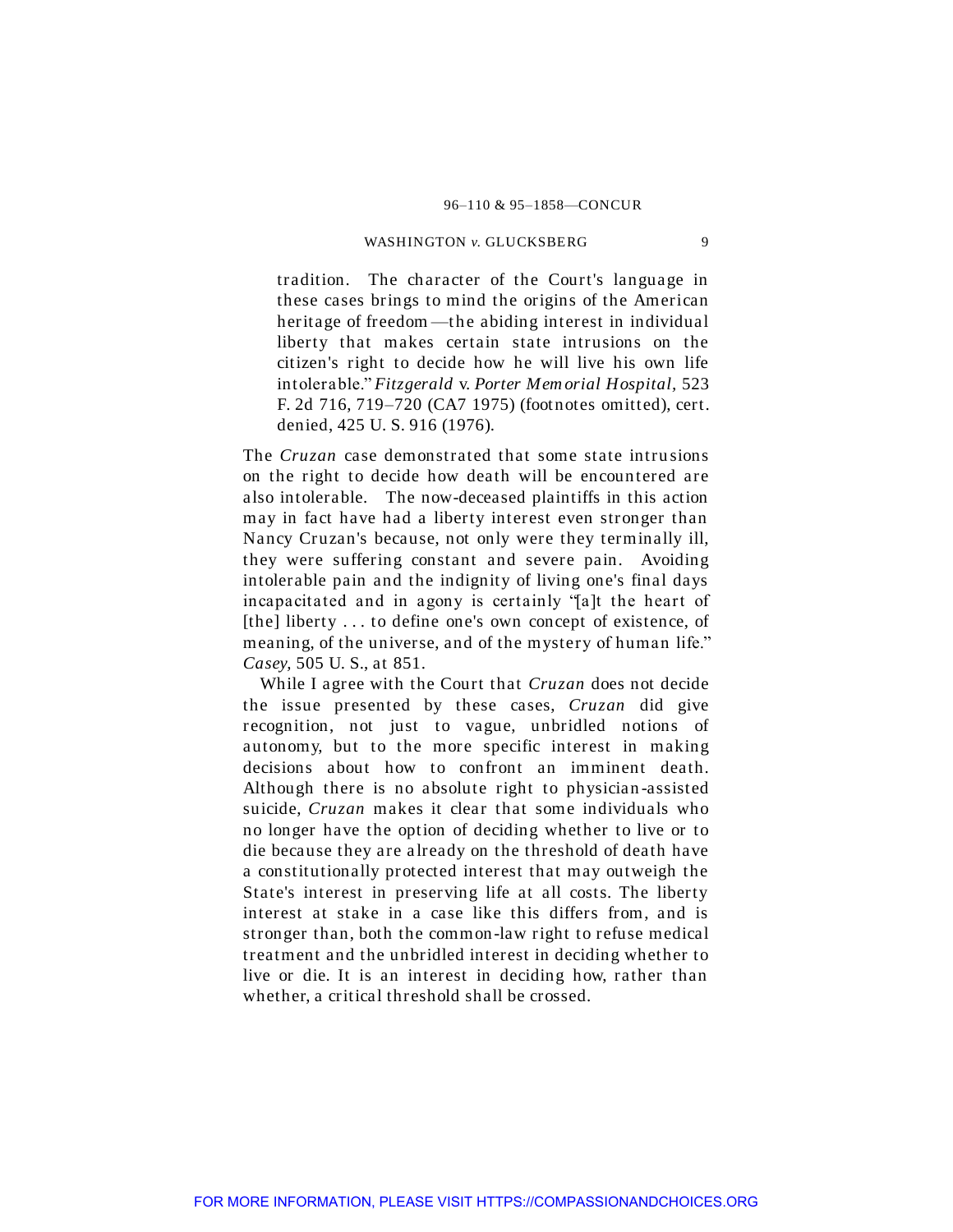> tradition. The character of the Court's language in these cases brings to mind the origins of the American heritage of freedom—the abiding interest in individual liberty that makes certain state intrusions on the citizen's right to decide how he will live his own life intolerable." *Fitzgerald* v. *Porter Memorial Hospital,* 523 F. 2d 716, 719–720 (CA7 1975) (footnotes omitted), cert. denied, 425 U. S. 916 (1976).

The *Cruzan* case demonstrated that some state intrusions on the right to decide how death will be encountered are also intolerable. The now-deceased plaintiffs in this action may in fact have had a liberty interest even stronger than Nancy Cruzan's because, not only were they terminally ill, they were suffering constant and severe pain. Avoiding intolerable pain and the indignity of living one's final days incapacitated and in agony is certainly "[a]t the heart of [the] liberty . . . to define one's own concept of existence, of meaning, of the universe, and of the mystery of human life." *Casey,* 505 U. S., at 851.

While I agree with the Court that *Cruzan* does not decide the issue presented by these cases, *Cruzan* did give recognition, not just to vague, unbridled notions of autonomy, but to the more specific interest in making decisions about how to confront an imminent death. Although there is no absolute right to physician-assisted suicide, *Cruzan* makes it clear that some individuals who no longer have the option of deciding whether to live or to die because they are already on the threshold of death have a constitutionally protected interest that may outweigh the State's interest in preserving life at all costs. The liberty interest at stake in a case like this differs from, and is stronger than, both the common-law right to refuse medical treatment and the unbridled interest in deciding whether to live or die. It is an interest in deciding how, rather than whether, a critical threshold shall be crossed.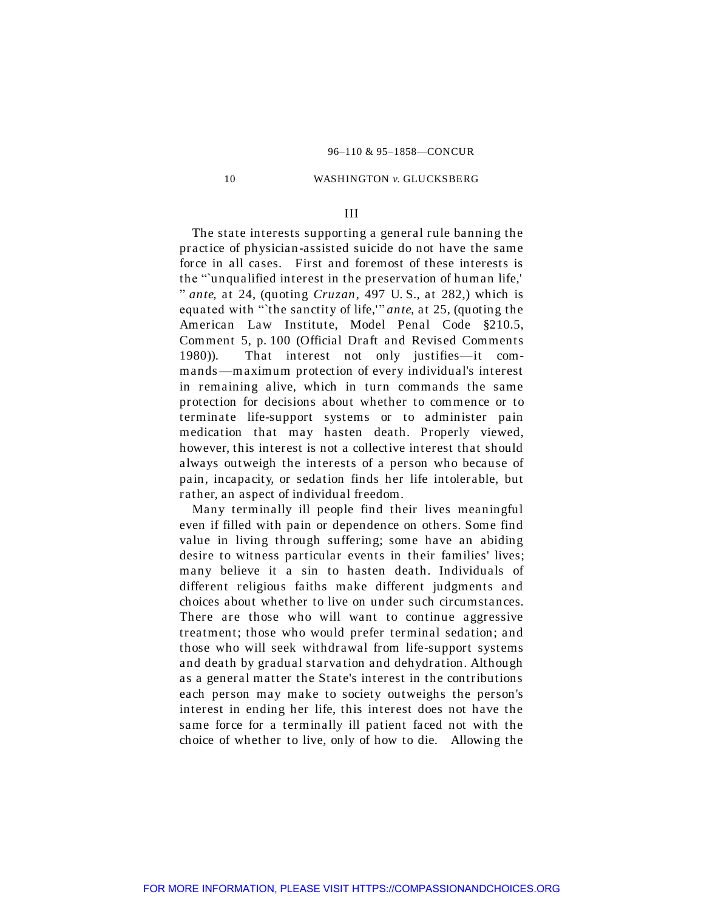## III

The state interests supporting a general rule banning the practice of physician-assisted suicide do not have the same force in all cases. First and foremost of these interests is the "'unqualified interest in the preservation of human life,' " *ante*, at 24, (quoting *Cruzan*, 497 U. S., at 282,) which is equated with "'the sanctity of life,'" *ante*, at 25, (quoting the American Law Institute, Model Penal Code §210.5, Comment 5, p. 100 (Official Draft and Revised Comments 1980)). That interest not only justifies—it commands—maximum protection of every individual's interest in remaining alive, which in turn commands the same protection for decisions about whether to commence or to terminate life-support systems or to administer pain medication that may hasten death. Properly viewed, however, this interest is not a collective interest that should always outweigh the interests of a person who because of pain, incapacity, or sedation finds her life intolerable, but rather, an aspect of individual freedom.

Many terminally ill people find their lives meaningful even if filled with pain or dependence on others. Some find value in living through suffering; some have an abiding desire to witness particular events in their families' lives; many believe it a sin to hasten death. Individuals of different religious faiths make different judgments and choices about whether to live on under such circumstances. There are those who will want to continue aggressive treatment; those who would prefer terminal sedation; and those who will seek withdrawal from life-support systems and death by gradual starvation and dehydration. Although as a general matter the State's interest in the contributions each person may make to society outweighs the person's interest in ending her life, this interest does not have the same force for a terminally ill patient faced not with the choice of whether to live, only of how to die. Allowing the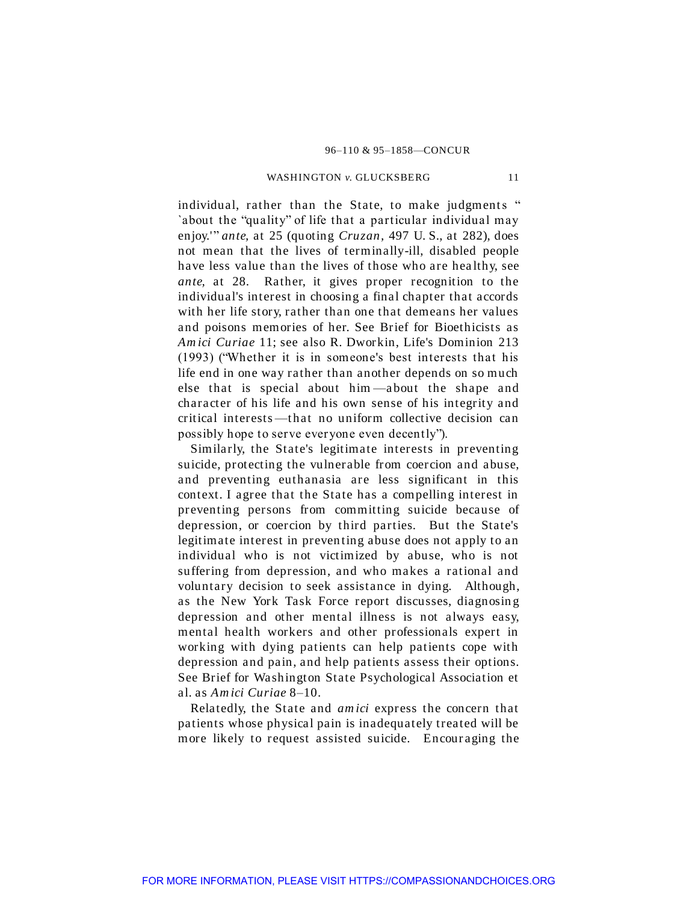individual, rather than the State, to make judgments " `about the "quality" of life that a particular individual may enjoy.'" *ante*, at 25 (quoting *Cruzan*, 497 U. S., at 282), does not mean that the lives of terminally-ill, disabled people have less value than the lives of those who are healthy, see *ante*, at 28. Rather, it gives proper recognition to the individual's interest in choosing a final chapter that accords with her life story, rather than one that demeans her values and poisons memories of her. See Brief for Bioethicists as *Amici Curiae* 11; see also R. Dworkin, Life's Dominion 213 (1993) ("Whether it is in someone's best interests that his life end in one way rather than another depends on so much else that is special about him—about the shape and character of his life and his own sense of his integrity and critical interests—that no uniform collective decision can possibly hope to serve everyone even decently").

Similarly, the State's legitimate interests in preventing suicide, protecting the vulnerable from coercion and abuse, and preventing euthanasia are less significant in this context. I agree that the State has a compelling interest in preventing persons from committing suicide because of depression, or coercion by third parties. But the State's legitimate interest in preventing abuse does not apply to an individual who is not victimized by abuse, who is not suffering from depression, and who makes a rational and voluntary decision to seek assistance in dying. Although, as the New York Task Force report discusses, diagnosing depression and other mental illness is not always easy, mental health workers and other professionals expert in working with dying patients can help patients cope with depression and pain, and help patients assess their options. See Brief for Washington State Psychological Association et al. as *Amici Curiae* 8–10.

Relatedly, the State and *amici* express the concern that patients whose physical pain is inadequately treated will be more likely to request assisted suicide. Encouraging the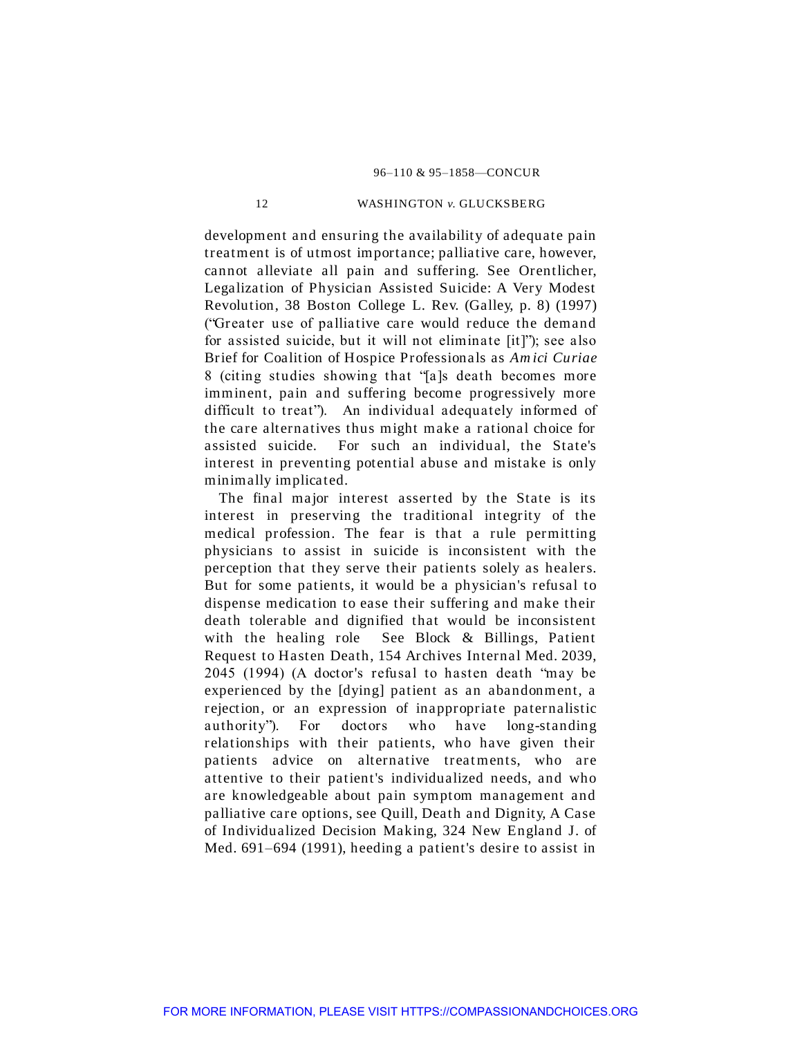development and ensuring the availability of adequate pain treatment is of utmost importance; palliative care, however, cannot alleviate all pain and suffering. See Orentlicher, Legalization of Physician Assisted Suicide: A Very Modest Revolution, 38 Boston College L. Rev. (Galley, p. 8) (1997) ("Greater use of palliative care would reduce the demand for assisted suicide, but it will not eliminate [it]"); see also Brief for Coalition of Hospice Professionals as *Amici Curiae* 8 (citing studies showing that "[a]s death becomes more imminent, pain and suffering become progressively more difficult to treat"). An individual adequately informed of the care alternatives thus might make a rational choice for assisted suicide. For such an individual, the State's interest in preventing potential abuse and mistake is only minimally implicated.

The final major interest asserted by the State is its interest in preserving the traditional integrity of the medical profession. The fear is that a rule permitting physicians to assist in suicide is inconsistent with the perception that they serve their patients solely as healers. But for some patients, it would be a physician's refusal to dispense medication to ease their suffering and make their death tolerable and dignified that would be inconsistent with the healing role See Block & Billings, Patient Request to Hasten Death, 154 Archives Internal Med. 2039, 2045 (1994) (A doctor's refusal to hasten death "may be experienced by the [dying] patient as an abandonment, a rejection, or an expression of inappropriate paternalistic authority"). For doctors who have long-standing relationships with their patients, who have given their patients advice on alternative treatments, who are attentive to their patient's individualized needs, and who are knowledgeable about pain symptom management and palliative care options, see Quill, Death and Dignity, A Case of Individualized Decision Making, 324 New England J. of Med. 691–694 (1991), heeding a patient's desire to assist in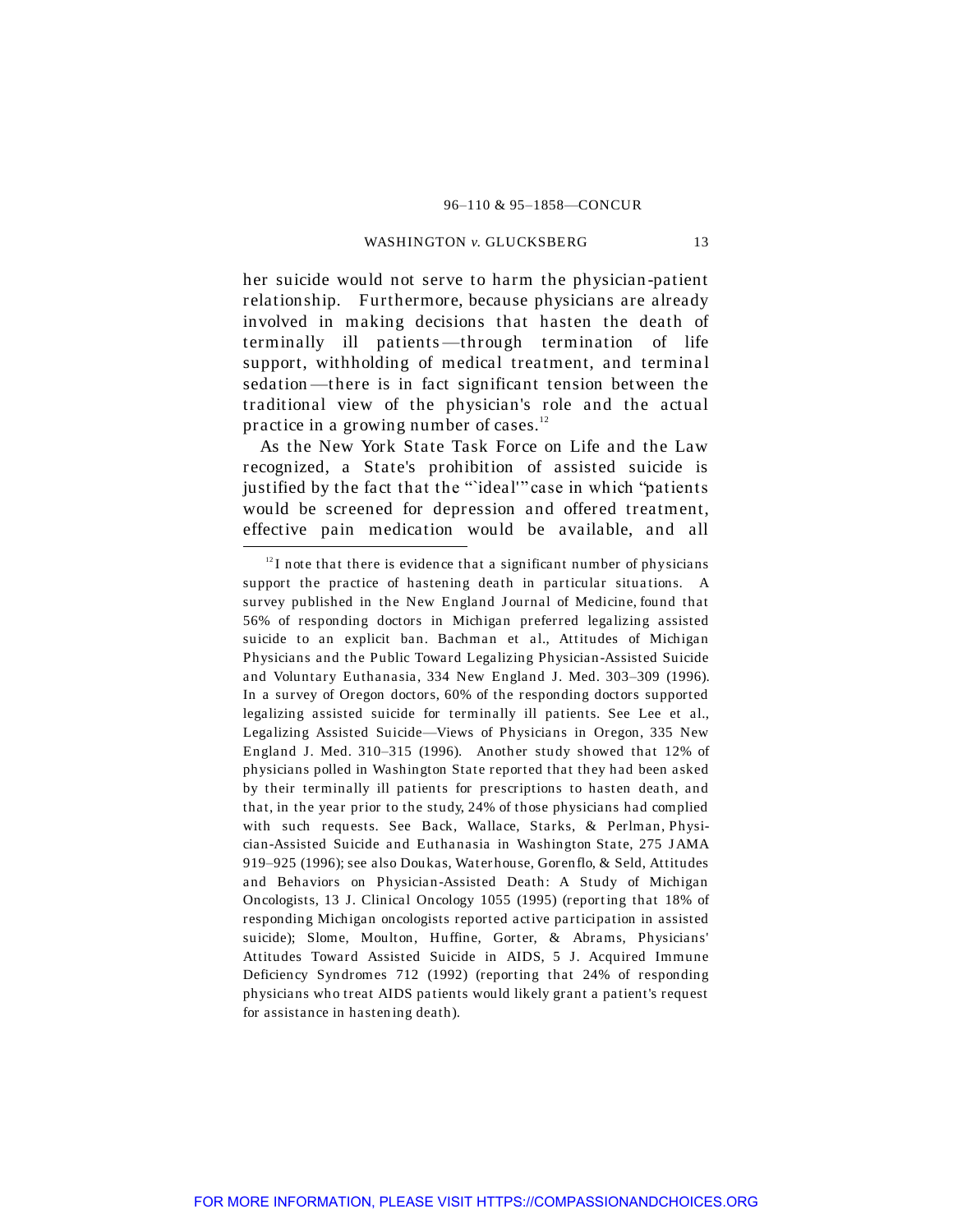her suicide would not serve to harm the physician-patient relationship. Furthermore, because physicians are already involved in making decisions that hasten the death of terminally ill patients—through termination of life support, withholding of medical treatment, and terminal sedation—there is in fact significant tension between the traditional view of the physician's role and the actual practice in a growing number of cases.[12]

As the New York State Task Force on Life and the Law recognized, a State's prohibition of assisted suicide is justified by the fact that the "'ideal'" case in which "patients would be screened for depression and offered treatment, effective pain medication would be available, and all

---

[12] I note that there is evidence that a significant number of physicians support the practice of hastening death in particular situations. A survey published in the New England Journal of Medicine, found that 56% of responding doctors in Michigan preferred legalizing assisted suicide to an explicit ban. Bachman et al., Attitudes of Michigan Physicians and the Public Toward Legalizing Physician-Assisted Suicide and Voluntary Euthanasia, 334 New England J. Med. 303–309 (1996). In a survey of Oregon doctors, 60% of the responding doctors supported legalizing assisted suicide for terminally ill patients. See Lee et al., Legalizing Assisted Suicide—Views of Physicians in Oregon, 335 New England J. Med. 310–315 (1996). Another study showed that 12% of physicians polled in Washington State reported that they had been asked by their terminally ill patients for prescriptions to hasten death, and that, in the year prior to the study, 24% of those physicians had complied with such requests. See Back, Wallace, Starks, & Perlman, Physician-Assisted Suicide and Euthanasia in Washington State, 275 JAMA 919–925 (1996); see also Doukas, Waterhouse, Gorenflo, & Seld, Attitudes and Behaviors on Physician-Assisted Death: A Study of Michigan Oncologists, 13 J. Clinical Oncology 1055 (1995) (reporting that 18% of responding Michigan oncologists reported active participation in assisted suicide); Slome, Moulton, Huffine, Gorter, & Abrams, Physicians' Attitudes Toward Assisted Suicide in AIDS, 5 J. Acquired Immune Deficiency Syndromes 712 (1992) (reporting that 24% of responding physicians who treat AIDS patients would likely grant a patient's request for assistance in hastening death).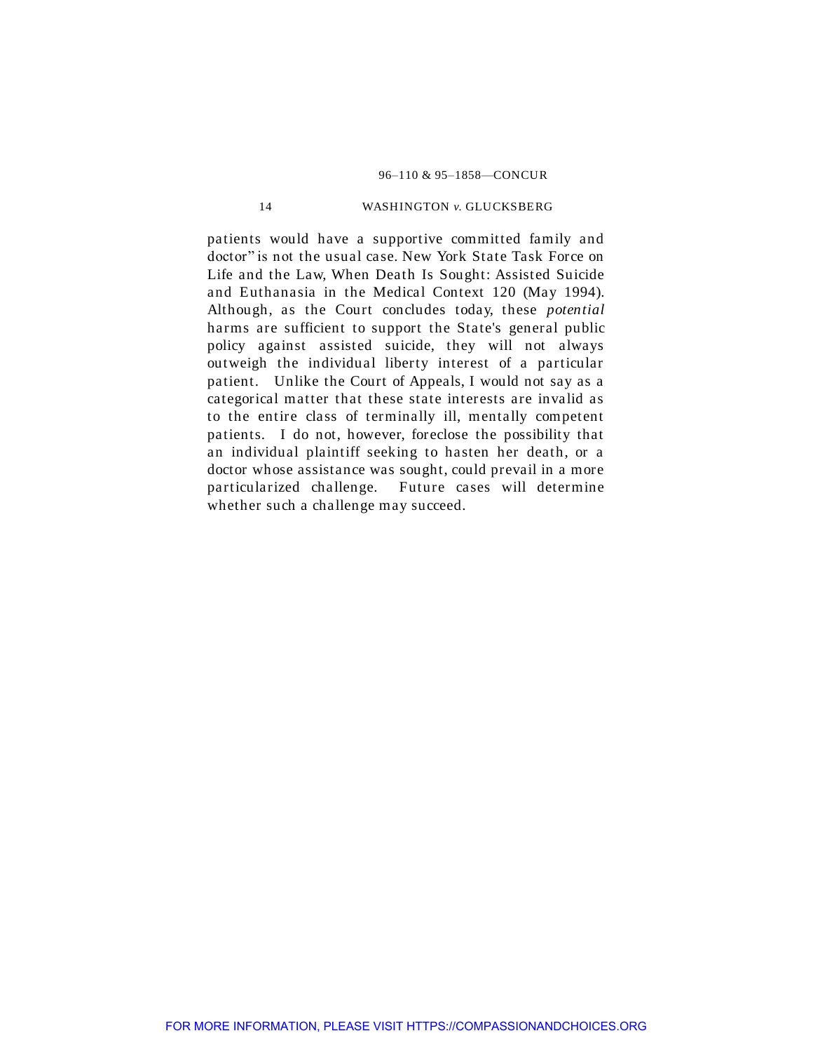patients would have a supportive committed family and doctor" is not the usual case. New York State Task Force on Life and the Law, When Death Is Sought: Assisted Suicide and Euthanasia in the Medical Context 120 (May 1994). Although, as the Court concludes today, these *potential* harms are sufficient to support the State's general public policy against assisted suicide, they will not always outweigh the individual liberty interest of a particular patient. Unlike the Court of Appeals, I would not say as a categorical matter that these state interests are invalid as to the entire class of terminally ill, mentally competent patients. I do not, however, foreclose the possibility that an individual plaintiff seeking to hasten her death, or a doctor whose assistance was sought, could prevail in a more particularized challenge. Future cases will determine whether such a challenge may succeed.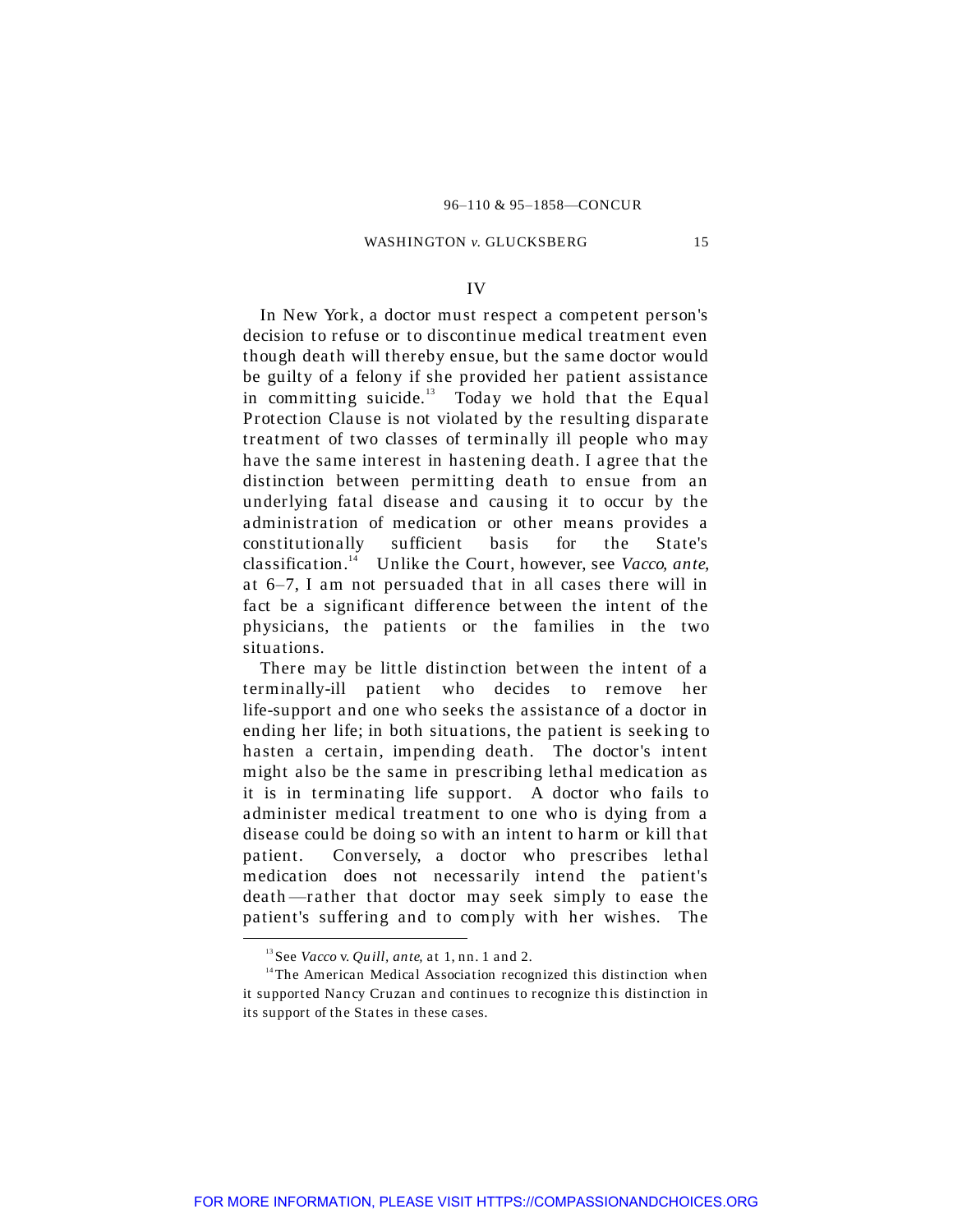## IV

In New York, a doctor must respect a competent person's decision to refuse or to discontinue medical treatment even though death will thereby ensue, but the same doctor would be guilty of a felony if she provided her patient assistance in committing suicide.[13] Today we hold that the Equal Protection Clause is not violated by the resulting disparate treatment of two classes of terminally ill people who may have the same interest in hastening death. I agree that the distinction between permitting death to ensue from an underlying fatal disease and causing it to occur by the administration of medication or other means provides a constitutionally sufficient basis for the State's classification.[14] Unlike the Court, however, see *Vacco, ante,* at 6–7, I am not persuaded that in all cases there will in fact be a significant difference between the intent of the physicians, the patients or the families in the two situations.

There may be little distinction between the intent of a terminally-ill patient who decides to remove her life-support and one who seeks the assistance of a doctor in ending her life; in both situations, the patient is seeking to hasten a certain, impending death. The doctor's intent might also be the same in prescribing lethal medication as it is in terminating life support. A doctor who fails to administer medical treatment to one who is dying from a disease could be doing so with an intent to harm or kill that patient. Conversely, a doctor who prescribes lethal medication does not necessarily intend the patient's death—rather that doctor may seek simply to ease the patient's suffering and to comply with her wishes. The

---

[13] See *Vacco* v. *Quill, ante,* at 1, nn. 1 and 2.

[14] The American Medical Association recognized this distinction when it supported Nancy Cruzan and continues to recognize this distinction in its support of the States in these cases.

FOR MORE INFORMATION, PLEASE VISIT HTTPS://COMPASSIONANDCHOICES.ORG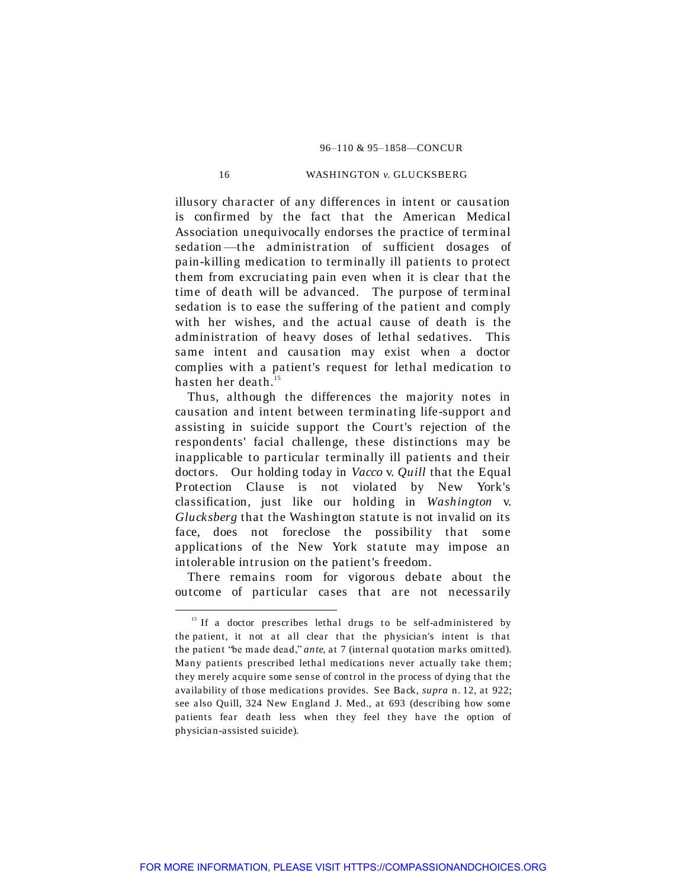illusory character of any differences in intent or causation is confirmed by the fact that the American Medical Association unequivocally endorses the practice of terminal sedation—the administration of sufficient dosages of pain-killing medication to terminally ill patients to protect them from excruciating pain even when it is clear that the time of death will be advanced. The purpose of terminal sedation is to ease the suffering of the patient and comply with her wishes, and the actual cause of death is the administration of heavy doses of lethal sedatives. This same intent and causation may exist when a doctor complies with a patient's request for lethal medication to hasten her death.[15]

Thus, although the differences the majority notes in causation and intent between terminating life-support and assisting in suicide support the Court's rejection of the respondents' facial challenge, these distinctions may be inapplicable to particular terminally ill patients and their doctors. Our holding today in *Vacco* v. *Quill* that the Equal Protection Clause is not violated by New York's classification, just like our holding in *Washington* v. *Glucksberg* that the Washington statute is not invalid on its face, does not foreclose the possibility that some applications of the New York statute may impose an intolerable intrusion on the patient's freedom.

There remains room for vigorous debate about the outcome of particular cases that are not necessarily

---

[15] If a doctor prescribes lethal drugs to be self-administered by the patient, it not at all clear that the physician's intent is that the patient "be made dead," *ante*, at 7 (internal quotation marks omitted). Many patients prescribed lethal medications never actually take them; they merely acquire some sense of control in the process of dying that the availability of those medications provides. See Back, *supra* n. 12, at 922; see also Quill, 324 New England J. Med., at 693 (describing how some patients fear death less when they feel they have the option of physician-assisted suicide).

FOR MORE INFORMATION, PLEASE VISIT HTTPS://COMPASSIONANDCHOICES.ORG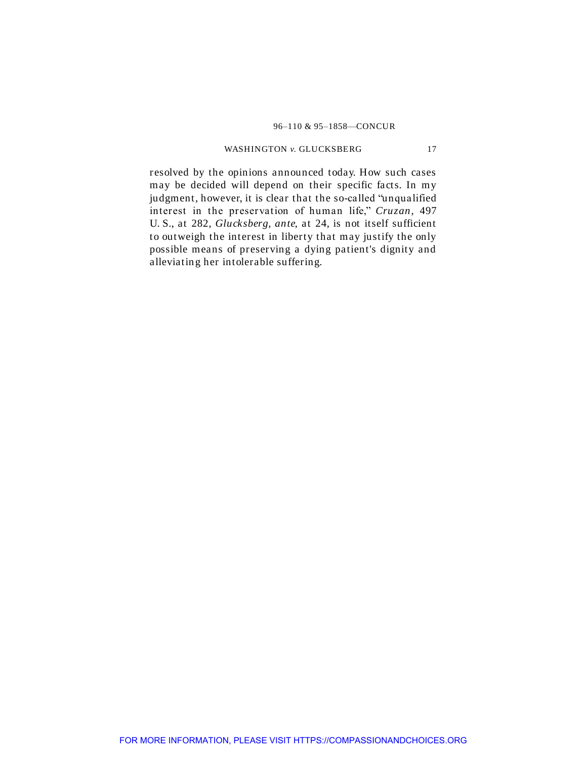resolved by the opinions announced today. How such cases may be decided will depend on their specific facts. In my judgment, however, it is clear that the so-called "unqualified interest in the preservation of human life," *Cruzan*, 497 U. S., at 282, *Glucksberg*, *ante*, at 24, is not itself sufficient to outweigh the interest in liberty that may justify the only possible means of preserving a dying patient's dignity and alleviating her intolerable suffering.

FOR MORE INFORMATION, PLEASE VISIT HTTPS://COMPASSIONANDCHOICES.ORG